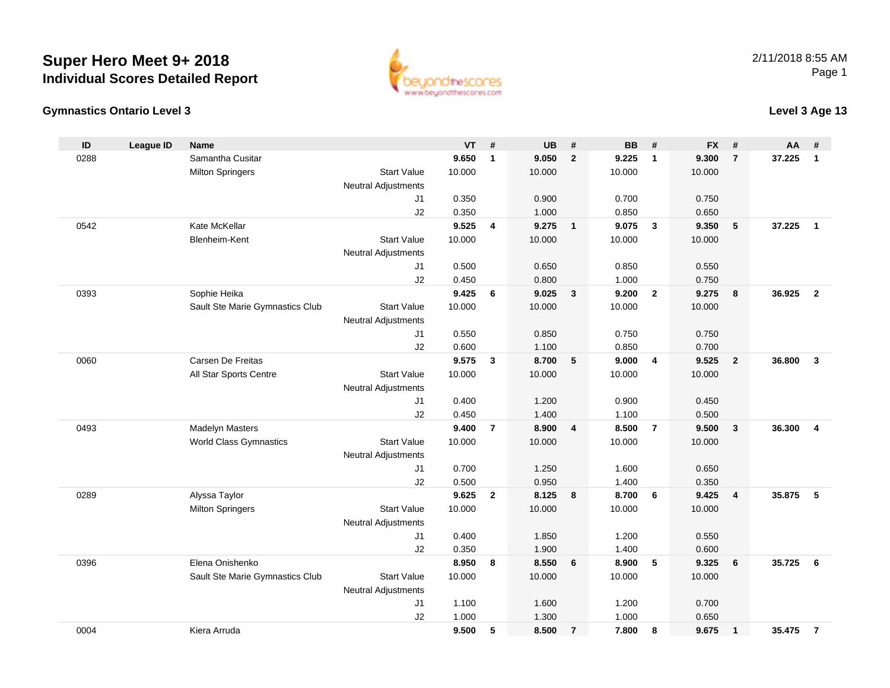# Super Hero Meet 9+ 2018
## Individual Scores Detailed Report

2/11/2018 8:55 AM

### Gymnastics Ontario Level 3

### Level 3 Age 13

| ID | League ID | Name | | VT | # | UB | # | BB | # | FX | # | AA | # |
|---|---|---|---|---|---|---|---|---|---|---|---|---|---|
| 0288 | | Samantha Cusitar | | **9.650** | **1** | **9.050** | **2** | **9.225** | **1** | **9.300** | **7** | **37.225** | **1** |
| | | Milton Springers | Start Value | 10.000 | | 10.000 | | 10.000 | | 10.000 | | | |
| | | | Neutral Adjustments | | | | | | | | | | |
| | | | J1 | 0.350 | | 0.900 | | 0.700 | | 0.750 | | | |
| | | | J2 | 0.350 | | 1.000 | | 0.850 | | 0.650 | | | |
| 0542 | | Kate McKellar | | **9.525** | **4** | **9.275** | **1** | **9.075** | **3** | **9.350** | **5** | **37.225** | **1** |
| | | Blenheim-Kent | Start Value | 10.000 | | 10.000 | | 10.000 | | 10.000 | | | |
| | | | Neutral Adjustments | | | | | | | | | | |
| | | | J1 | 0.500 | | 0.650 | | 0.850 | | 0.550 | | | |
| | | | J2 | 0.450 | | 0.800 | | 1.000 | | 0.750 | | | |
| 0393 | | Sophie Heika | | **9.425** | **6** | **9.025** | **3** | **9.200** | **2** | **9.275** | **8** | **36.925** | **2** |
| | | Sault Ste Marie Gymnastics Club | Start Value | 10.000 | | 10.000 | | 10.000 | | 10.000 | | | |
| | | | Neutral Adjustments | | | | | | | | | | |
| | | | J1 | 0.550 | | 0.850 | | 0.750 | | 0.750 | | | |
| | | | J2 | 0.600 | | 1.100 | | 0.850 | | 0.700 | | | |
| 0060 | | Carsen De Freitas | | **9.575** | **3** | **8.700** | **5** | **9.000** | **4** | **9.525** | **2** | **36.800** | **3** |
| | | All Star Sports Centre | Start Value | 10.000 | | 10.000 | | 10.000 | | 10.000 | | | |
| | | | Neutral Adjustments | | | | | | | | | | |
| | | | J1 | 0.400 | | 1.200 | | 0.900 | | 0.450 | | | |
| | | | J2 | 0.450 | | 1.400 | | 1.100 | | 0.500 | | | |
| 0493 | | Madelyn Masters | | **9.400** | **7** | **8.900** | **4** | **8.500** | **7** | **9.500** | **3** | **36.300** | **4** |
| | | World Class Gymnastics | Start Value | 10.000 | | 10.000 | | 10.000 | | 10.000 | | | |
| | | | Neutral Adjustments | | | | | | | | | | |
| | | | J1 | 0.700 | | 1.250 | | 1.600 | | 0.650 | | | |
| | | | J2 | 0.500 | | 0.950 | | 1.400 | | 0.350 | | | |
| 0289 | | Alyssa Taylor | | **9.625** | **2** | **8.125** | **8** | **8.700** | **6** | **9.425** | **4** | **35.875** | **5** |
| | | Milton Springers | Start Value | 10.000 | | 10.000 | | 10.000 | | 10.000 | | | |
| | | | Neutral Adjustments | | | | | | | | | | |
| | | | J1 | 0.400 | | 1.850 | | 1.200 | | 0.550 | | | |
| | | | J2 | 0.350 | | 1.900 | | 1.400 | | 0.600 | | | |
| 0396 | | Elena Onishenko | | **8.950** | **8** | **8.550** | **6** | **8.900** | **5** | **9.325** | **6** | **35.725** | **6** |
| | | Sault Ste Marie Gymnastics Club | Start Value | 10.000 | | 10.000 | | 10.000 | | 10.000 | | | |
| | | | Neutral Adjustments | | | | | | | | | | |
| | | | J1 | 1.100 | | 1.600 | | 1.200 | | 0.700 | | | |
| | | | J2 | 1.000 | | 1.300 | | 1.000 | | 0.650 | | | |
| 0004 | | Kiera Arruda | | **9.500** | **5** | **8.500** | **7** | **7.800** | **8** | **9.675** | **1** | **35.475** | **7** |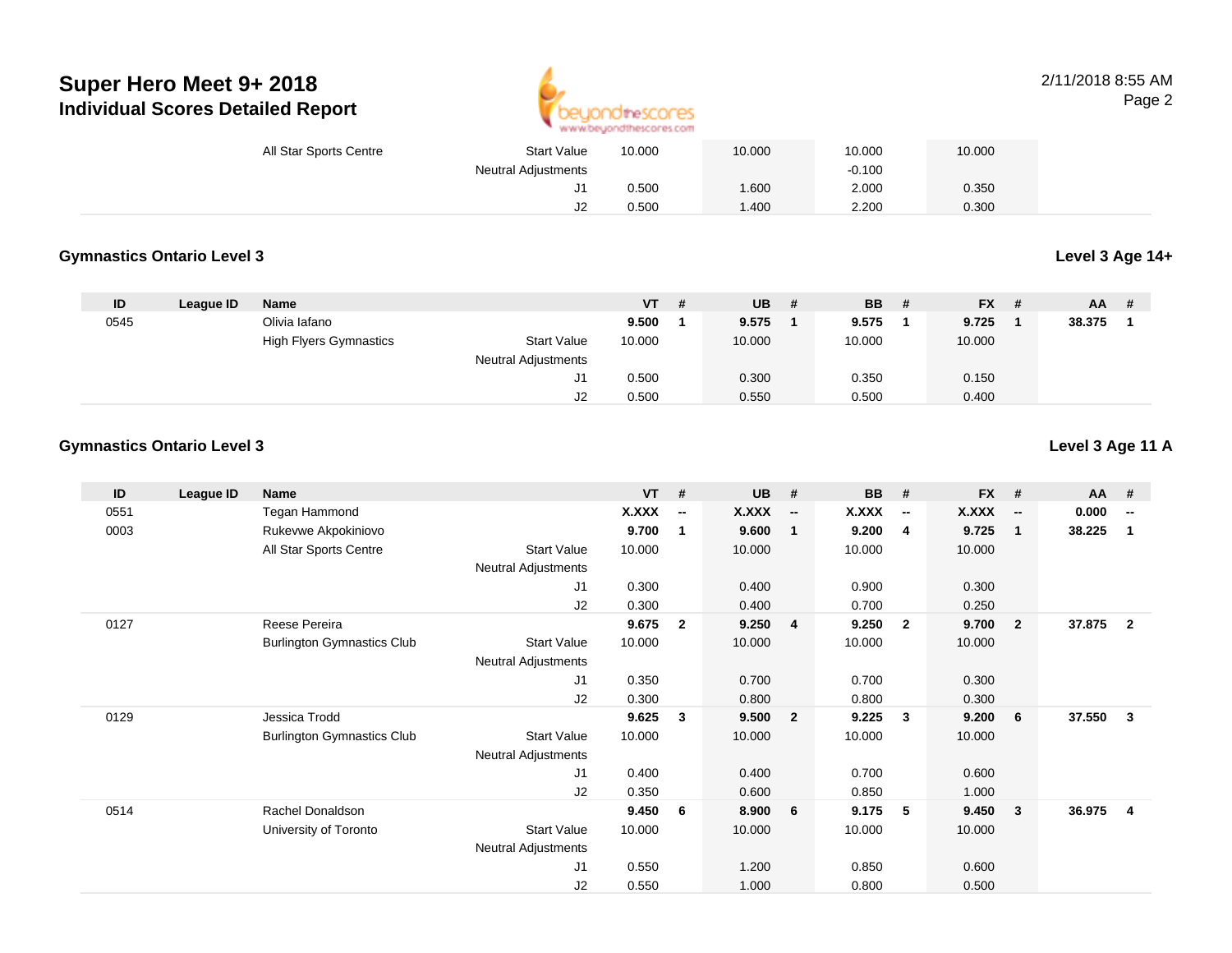# Super Hero Meet 9+ 2018

## Individual Scores Detailed Report

2/11/2018 8:55 AM

| | | | | VT | # | UB | # | BB | # | FX | # | AA | # |
|---|---|---|---|---|---|---|---|---|---|---|---|---|---|
| | | All Star Sports Centre | Start Value | 10.000 | | 10.000 | | 10.000 | | 10.000 | | | |
| | | | Neutral Adjustments | | | | | -0.100 | | | | | |
| | | | J1 | 0.500 | | 1.600 | | 2.000 | | 0.350 | | | |
| | | | J2 | 0.500 | | 1.400 | | 2.200 | | 0.300 | | | |

### Gymnastics Ontario Level 3

**Level 3 Age 14+**

| ID | League ID | Name | | VT | # | UB | # | BB | # | FX | # | AA | # |
|---|---|---|---|---|---|---|---|---|---|---|---|---|---|
| 0545 | | Olivia Iafano | | **9.500** | **1** | **9.575** | **1** | **9.575** | **1** | **9.725** | **1** | **38.375** | **1** |
| | | High Flyers Gymnastics | Start Value | 10.000 | | 10.000 | | 10.000 | | 10.000 | | | |
| | | | Neutral Adjustments | | | | | | | | | | |
| | | | J1 | 0.500 | | 0.300 | | 0.350 | | 0.150 | | | |
| | | | J2 | 0.500 | | 0.550 | | 0.500 | | 0.400 | | | |

### Gymnastics Ontario Level 3

**Level 3 Age 11 A**

| ID | League ID | Name | | VT | # | UB | # | BB | # | FX | # | AA | # |
|---|---|---|---|---|---|---|---|---|---|---|---|---|---|
| 0551 | | Tegan Hammond | | **X.XXX** | **--** | **X.XXX** | **--** | **X.XXX** | **--** | **X.XXX** | **--** | **0.000** | **--** |
| 0003 | | Rukevwe Akpokiniovo | | **9.700** | **1** | **9.600** | **1** | **9.200** | **4** | **9.725** | **1** | **38.225** | **1** |
| | | All Star Sports Centre | Start Value | 10.000 | | 10.000 | | 10.000 | | 10.000 | | | |
| | | | Neutral Adjustments | | | | | | | | | | |
| | | | J1 | 0.300 | | 0.400 | | 0.900 | | 0.300 | | | |
| | | | J2 | 0.300 | | 0.400 | | 0.700 | | 0.250 | | | |
| 0127 | | Reese Pereira | | **9.675** | **2** | **9.250** | **4** | **9.250** | **2** | **9.700** | **2** | **37.875** | **2** |
| | | Burlington Gymnastics Club | Start Value | 10.000 | | 10.000 | | 10.000 | | 10.000 | | | |
| | | | Neutral Adjustments | | | | | | | | | | |
| | | | J1 | 0.350 | | 0.700 | | 0.700 | | 0.300 | | | |
| | | | J2 | 0.300 | | 0.800 | | 0.800 | | 0.300 | | | |
| 0129 | | Jessica Trodd | | **9.625** | **3** | **9.500** | **2** | **9.225** | **3** | **9.200** | **6** | **37.550** | **3** |
| | | Burlington Gymnastics Club | Start Value | 10.000 | | 10.000 | | 10.000 | | 10.000 | | | |
| | | | Neutral Adjustments | | | | | | | | | | |
| | | | J1 | 0.400 | | 0.400 | | 0.700 | | 0.600 | | | |
| | | | J2 | 0.350 | | 0.600 | | 0.850 | | 1.000 | | | |
| 0514 | | Rachel Donaldson | | **9.450** | **6** | **8.900** | **6** | **9.175** | **5** | **9.450** | **3** | **36.975** | **4** |
| | | University of Toronto | Start Value | 10.000 | | 10.000 | | 10.000 | | 10.000 | | | |
| | | | Neutral Adjustments | | | | | | | | | | |
| | | | J1 | 0.550 | | 1.200 | | 0.850 | | 0.600 | | | |
| | | | J2 | 0.550 | | 1.000 | | 0.800 | | 0.500 | | | |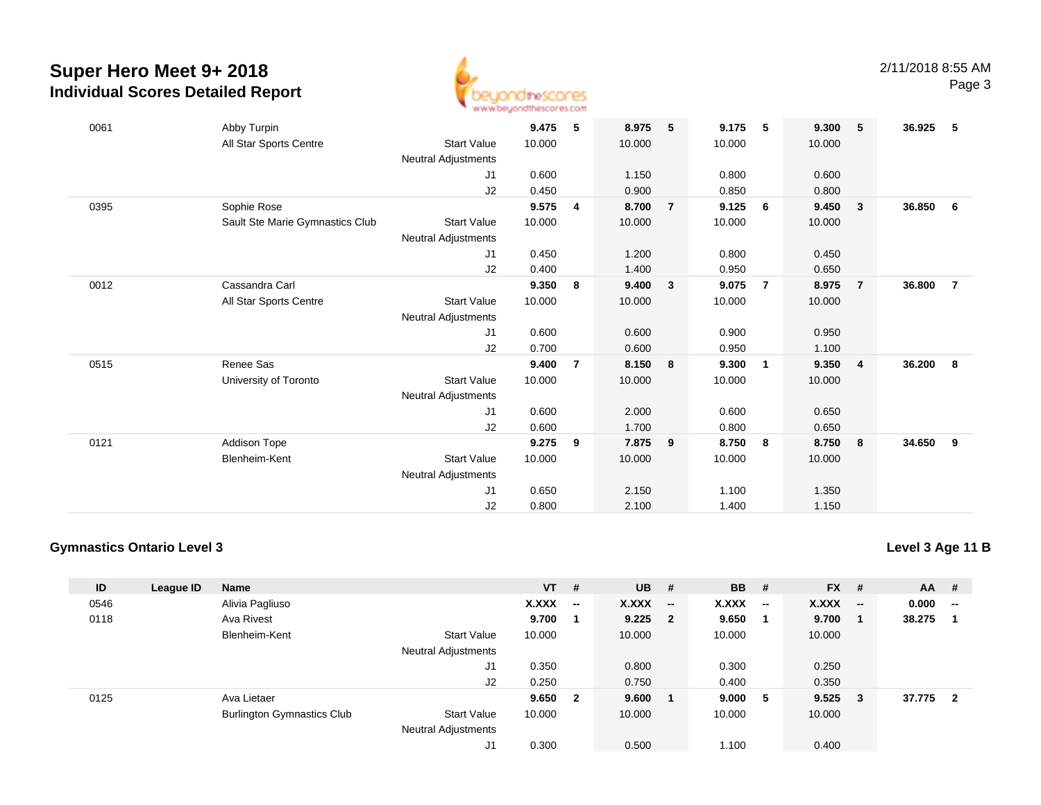# Super Hero Meet 9+ 2018

## Individual Scores Detailed Report

| ID | League ID | Name | | VT | # | UB | # | BB | # | FX | # | AA | # |
|---|---|---|---|---|---|---|---|---|---|---|---|---|---|
| 0061 | | Abby Turpin | | **9.475** | **5** | **8.975** | **5** | **9.175** | **5** | **9.300** | **5** | **36.925** | **5** |
| | | All Star Sports Centre | Start Value | 10.000 | | 10.000 | | 10.000 | | 10.000 | | | |
| | | | Neutral Adjustments | | | | | | | | | | |
| | | | J1 | 0.600 | | 1.150 | | 0.800 | | 0.600 | | | |
| | | | J2 | 0.450 | | 0.900 | | 0.850 | | 0.800 | | | |
| 0395 | | Sophie Rose | | **9.575** | **4** | **8.700** | **7** | **9.125** | **6** | **9.450** | **3** | **36.850** | **6** |
| | | Sault Ste Marie Gymnastics Club | Start Value | 10.000 | | 10.000 | | 10.000 | | 10.000 | | | |
| | | | Neutral Adjustments | | | | | | | | | | |
| | | | J1 | 0.450 | | 1.200 | | 0.800 | | 0.450 | | | |
| | | | J2 | 0.400 | | 1.400 | | 0.950 | | 0.650 | | | |
| 0012 | | Cassandra Carl | | **9.350** | **8** | **9.400** | **3** | **9.075** | **7** | **8.975** | **7** | **36.800** | **7** |
| | | All Star Sports Centre | Start Value | 10.000 | | 10.000 | | 10.000 | | 10.000 | | | |
| | | | Neutral Adjustments | | | | | | | | | | |
| | | | J1 | 0.600 | | 0.600 | | 0.900 | | 0.950 | | | |
| | | | J2 | 0.700 | | 0.600 | | 0.950 | | 1.100 | | | |
| 0515 | | Renee Sas | | **9.400** | **7** | **8.150** | **8** | **9.300** | **1** | **9.350** | **4** | **36.200** | **8** |
| | | University of Toronto | Start Value | 10.000 | | 10.000 | | 10.000 | | 10.000 | | | |
| | | | Neutral Adjustments | | | | | | | | | | |
| | | | J1 | 0.600 | | 2.000 | | 0.600 | | 0.650 | | | |
| | | | J2 | 0.600 | | 1.700 | | 0.800 | | 0.650 | | | |
| 0121 | | Addison Tope | | **9.275** | **9** | **7.875** | **9** | **8.750** | **8** | **8.750** | **8** | **34.650** | **9** |
| | | Blenheim-Kent | Start Value | 10.000 | | 10.000 | | 10.000 | | 10.000 | | | |
| | | | Neutral Adjustments | | | | | | | | | | |
| | | | J1 | 0.650 | | 2.150 | | 1.100 | | 1.350 | | | |
| | | | J2 | 0.800 | | 2.100 | | 1.400 | | 1.150 | | | |

### Gymnastics Ontario Level 3

### Level 3 Age 11 B

| ID | League ID | Name | | VT | # | UB | # | BB | # | FX | # | AA | # |
|---|---|---|---|---|---|---|---|---|---|---|---|---|---|
| 0546 | | Alivia Pagliuso | | **X.XXX** | **--** | **X.XXX** | **--** | **X.XXX** | **--** | **X.XXX** | **--** | **0.000** | **--** |
| 0118 | | Ava Rivest | | **9.700** | **1** | **9.225** | **2** | **9.650** | **1** | **9.700** | **1** | **38.275** | **1** |
| | | Blenheim-Kent | Start Value | 10.000 | | 10.000 | | 10.000 | | 10.000 | | | |
| | | | Neutral Adjustments | | | | | | | | | | |
| | | | J1 | 0.350 | | 0.800 | | 0.300 | | 0.250 | | | |
| | | | J2 | 0.250 | | 0.750 | | 0.400 | | 0.350 | | | |
| 0125 | | Ava Lietaer | | **9.650** | **2** | **9.600** | **1** | **9.000** | **5** | **9.525** | **3** | **37.775** | **2** |
| | | Burlington Gymnastics Club | Start Value | 10.000 | | 10.000 | | 10.000 | | 10.000 | | | |
| | | | Neutral Adjustments | | | | | | | | | | |
| | | | J1 | 0.300 | | 0.500 | | 1.100 | | 0.400 | | | |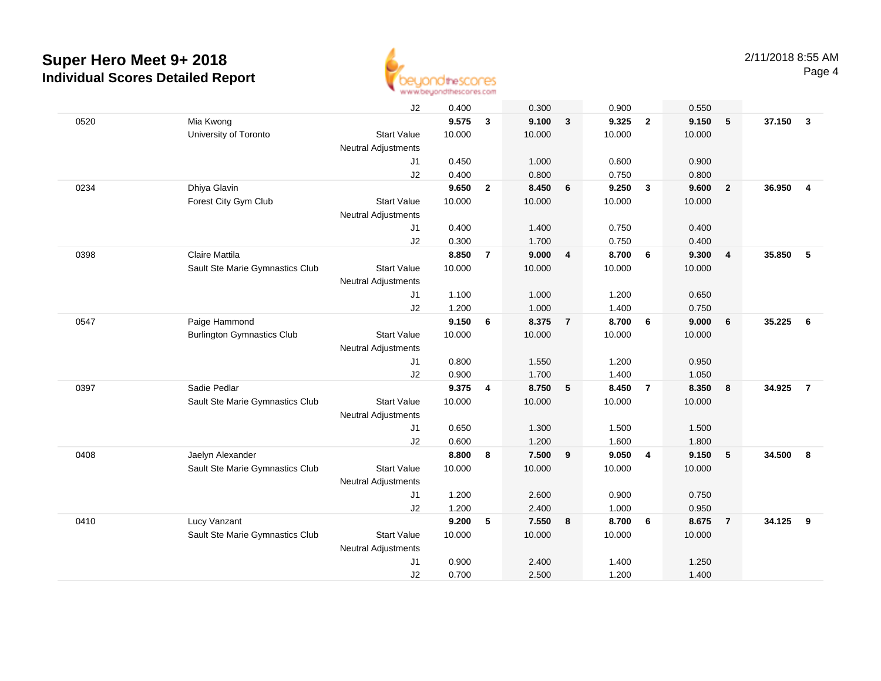# Super Hero Meet 9+ 2018

## Individual Scores Detailed Report

2/11/2018 8:55 AM

| # | Name / Club | | Vault | Rank | Bars | Rank | Beam | Rank | Floor | Rank | AA | Rank |
|---|---|---|---|---|---|---|---|---|---|---|---|---|
| | | J2 | 0.400 | | 0.300 | | 0.900 | | 0.550 | | | |
| 0520 | Mia Kwong | | **9.575** | **3** | **9.100** | **3** | **9.325** | **2** | **9.150** | **5** | **37.150** | **3** |
| | University of Toronto | Start Value | 10.000 | | 10.000 | | 10.000 | | 10.000 | | | |
| | | Neutral Adjustments | | | | | | | | | | |
| | | J1 | 0.450 | | 1.000 | | 0.600 | | 0.900 | | | |
| | | J2 | 0.400 | | 0.800 | | 0.750 | | 0.800 | | | |
| 0234 | Dhiya Glavin | | **9.650** | **2** | **8.450** | **6** | **9.250** | **3** | **9.600** | **2** | **36.950** | **4** |
| | Forest City Gym Club | Start Value | 10.000 | | 10.000 | | 10.000 | | 10.000 | | | |
| | | Neutral Adjustments | | | | | | | | | | |
| | | J1 | 0.400 | | 1.400 | | 0.750 | | 0.400 | | | |
| | | J2 | 0.300 | | 1.700 | | 0.750 | | 0.400 | | | |
| 0398 | Claire Mattila | | **8.850** | **7** | **9.000** | **4** | **8.700** | **6** | **9.300** | **4** | **35.850** | **5** |
| | Sault Ste Marie Gymnastics Club | Start Value | 10.000 | | 10.000 | | 10.000 | | 10.000 | | | |
| | | Neutral Adjustments | | | | | | | | | | |
| | | J1 | 1.100 | | 1.000 | | 1.200 | | 0.650 | | | |
| | | J2 | 1.200 | | 1.000 | | 1.400 | | 0.750 | | | |
| 0547 | Paige Hammond | | **9.150** | **6** | **8.375** | **7** | **8.700** | **6** | **9.000** | **6** | **35.225** | **6** |
| | Burlington Gymnastics Club | Start Value | 10.000 | | 10.000 | | 10.000 | | 10.000 | | | |
| | | Neutral Adjustments | | | | | | | | | | |
| | | J1 | 0.800 | | 1.550 | | 1.200 | | 0.950 | | | |
| | | J2 | 0.900 | | 1.700 | | 1.400 | | 1.050 | | | |
| 0397 | Sadie Pedlar | | **9.375** | **4** | **8.750** | **5** | **8.450** | **7** | **8.350** | **8** | **34.925** | **7** |
| | Sault Ste Marie Gymnastics Club | Start Value | 10.000 | | 10.000 | | 10.000 | | 10.000 | | | |
| | | Neutral Adjustments | | | | | | | | | | |
| | | J1 | 0.650 | | 1.300 | | 1.500 | | 1.500 | | | |
| | | J2 | 0.600 | | 1.200 | | 1.600 | | 1.800 | | | |
| 0408 | Jaelyn Alexander | | **8.800** | **8** | **7.500** | **9** | **9.050** | **4** | **9.150** | **5** | **34.500** | **8** |
| | Sault Ste Marie Gymnastics Club | Start Value | 10.000 | | 10.000 | | 10.000 | | 10.000 | | | |
| | | Neutral Adjustments | | | | | | | | | | |
| | | J1 | 1.200 | | 2.600 | | 0.900 | | 0.750 | | | |
| | | J2 | 1.200 | | 2.400 | | 1.000 | | 0.950 | | | |
| 0410 | Lucy Vanzant | | **9.200** | **5** | **7.550** | **8** | **8.700** | **6** | **8.675** | **7** | **34.125** | **9** |
| | Sault Ste Marie Gymnastics Club | Start Value | 10.000 | | 10.000 | | 10.000 | | 10.000 | | | |
| | | Neutral Adjustments | | | | | | | | | | |
| | | J1 | 0.900 | | 2.400 | | 1.400 | | 1.250 | | | |
| | | J2 | 0.700 | | 2.500 | | 1.200 | | 1.400 | | | |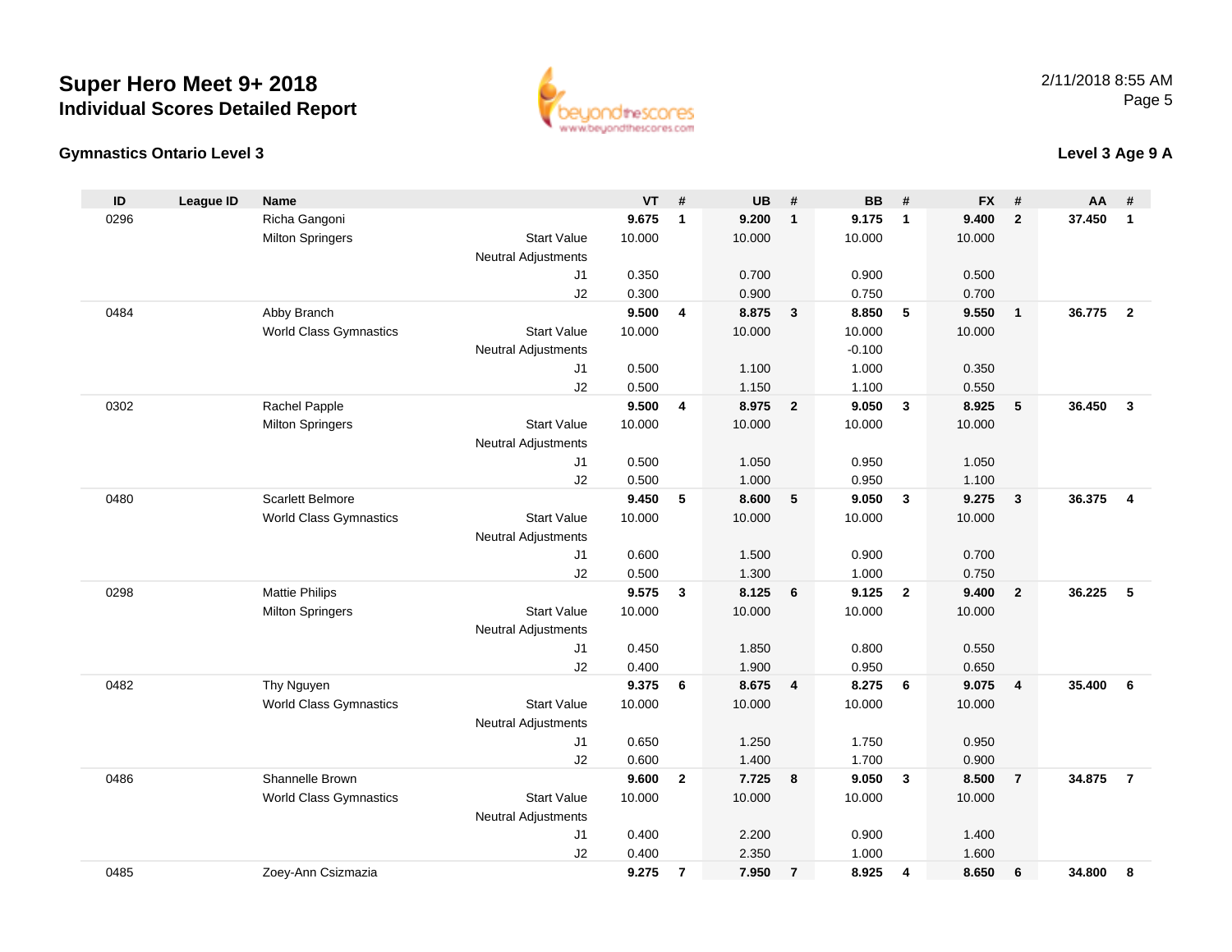# Super Hero Meet 9+ 2018

## Individual Scores Detailed Report

2/11/2018 8:55 AM

### Gymnastics Ontario Level 3

### Level 3 Age 9 A

| ID | League ID | Name | | VT | # | UB | # | BB | # | FX | # | AA | # |
|---|---|---|---|---|---|---|---|---|---|---|---|---|---|
| 0296 | | Richa Gangoni | | **9.675** | **1** | **9.200** | **1** | **9.175** | **1** | **9.400** | **2** | **37.450** | **1** |
| | | Milton Springers | Start Value | 10.000 | | 10.000 | | 10.000 | | 10.000 | | | |
| | | | Neutral Adjustments | | | | | | | | | | |
| | | | J1 | 0.350 | | 0.700 | | 0.900 | | 0.500 | | | |
| | | | J2 | 0.300 | | 0.900 | | 0.750 | | 0.700 | | | |
| 0484 | | Abby Branch | | **9.500** | **4** | **8.875** | **3** | **8.850** | **5** | **9.550** | **1** | **36.775** | **2** |
| | | World Class Gymnastics | Start Value | 10.000 | | 10.000 | | 10.000 | | 10.000 | | | |
| | | | Neutral Adjustments | | | | | -0.100 | | | | | |
| | | | J1 | 0.500 | | 1.100 | | 1.000 | | 0.350 | | | |
| | | | J2 | 0.500 | | 1.150 | | 1.100 | | 0.550 | | | |
| 0302 | | Rachel Papple | | **9.500** | **4** | **8.975** | **2** | **9.050** | **3** | **8.925** | **5** | **36.450** | **3** |
| | | Milton Springers | Start Value | 10.000 | | 10.000 | | 10.000 | | 10.000 | | | |
| | | | Neutral Adjustments | | | | | | | | | | |
| | | | J1 | 0.500 | | 1.050 | | 0.950 | | 1.050 | | | |
| | | | J2 | 0.500 | | 1.000 | | 0.950 | | 1.100 | | | |
| 0480 | | Scarlett Belmore | | **9.450** | **5** | **8.600** | **5** | **9.050** | **3** | **9.275** | **3** | **36.375** | **4** |
| | | World Class Gymnastics | Start Value | 10.000 | | 10.000 | | 10.000 | | 10.000 | | | |
| | | | Neutral Adjustments | | | | | | | | | | |
| | | | J1 | 0.600 | | 1.500 | | 0.900 | | 0.700 | | | |
| | | | J2 | 0.500 | | 1.300 | | 1.000 | | 0.750 | | | |
| 0298 | | Mattie Philips | | **9.575** | **3** | **8.125** | **6** | **9.125** | **2** | **9.400** | **2** | **36.225** | **5** |
| | | Milton Springers | Start Value | 10.000 | | 10.000 | | 10.000 | | 10.000 | | | |
| | | | Neutral Adjustments | | | | | | | | | | |
| | | | J1 | 0.450 | | 1.850 | | 0.800 | | 0.550 | | | |
| | | | J2 | 0.400 | | 1.900 | | 0.950 | | 0.650 | | | |
| 0482 | | Thy Nguyen | | **9.375** | **6** | **8.675** | **4** | **8.275** | **6** | **9.075** | **4** | **35.400** | **6** |
| | | World Class Gymnastics | Start Value | 10.000 | | 10.000 | | 10.000 | | 10.000 | | | |
| | | | Neutral Adjustments | | | | | | | | | | |
| | | | J1 | 0.650 | | 1.250 | | 1.750 | | 0.950 | | | |
| | | | J2 | 0.600 | | 1.400 | | 1.700 | | 0.900 | | | |
| 0486 | | Shannelle Brown | | **9.600** | **2** | **7.725** | **8** | **9.050** | **3** | **8.500** | **7** | **34.875** | **7** |
| | | World Class Gymnastics | Start Value | 10.000 | | 10.000 | | 10.000 | | 10.000 | | | |
| | | | Neutral Adjustments | | | | | | | | | | |
| | | | J1 | 0.400 | | 2.200 | | 0.900 | | 1.400 | | | |
| | | | J2 | 0.400 | | 2.350 | | 1.000 | | 1.600 | | | |
| 0485 | | Zoey-Ann Csizmazia | | **9.275** | **7** | **7.950** | **7** | **8.925** | **4** | **8.650** | **6** | **34.800** | **8** |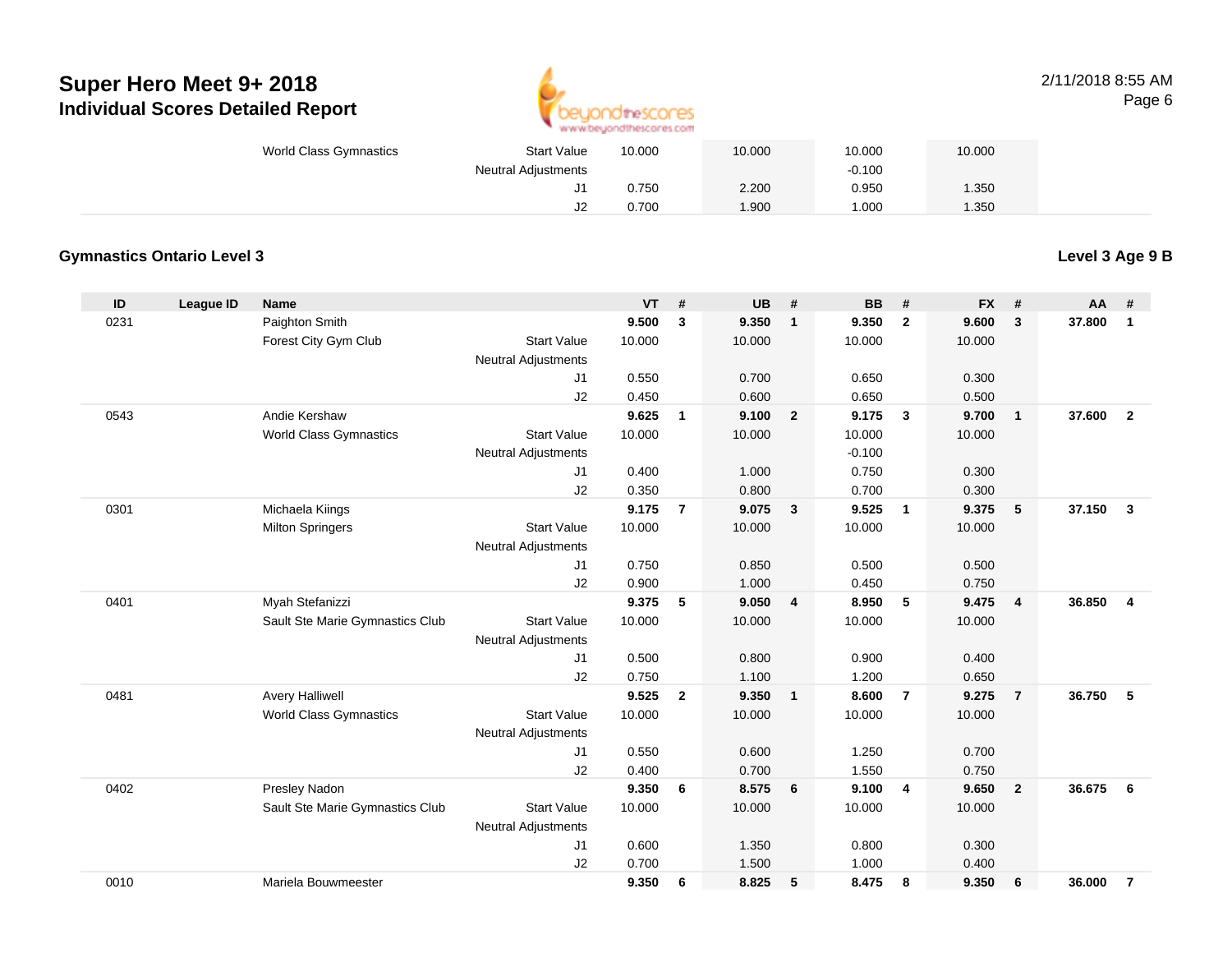# Super Hero Meet 9+ 2018
## Individual Scores Detailed Report

| ID | League ID | Name | | VT | # | UB | # | BB | # | FX | # | AA | # |
|---|---|---|---|---|---|---|---|---|---|---|---|---|---|
| | | World Class Gymnastics | Start Value | 10.000 | | 10.000 | | 10.000 | | 10.000 | | | |
| | | | Neutral Adjustments | | | | | -0.100 | | | | | |
| | | | J1 | 0.750 | | 2.200 | | 0.950 | | 1.350 | | | |
| | | | J2 | 0.700 | | 1.900 | | 1.000 | | 1.350 | | | |

### Gymnastics Ontario Level 3

**Level 3 Age 9 B**

| ID | League ID | Name | | VT | # | UB | # | BB | # | FX | # | AA | # |
|---|---|---|---|---|---|---|---|---|---|---|---|---|---|
| 0231 | | Paighton Smith | | **9.500** | **3** | **9.350** | **1** | **9.350** | **2** | **9.600** | **3** | **37.800** | **1** |
| | | Forest City Gym Club | Start Value | 10.000 | | 10.000 | | 10.000 | | 10.000 | | | |
| | | | Neutral Adjustments | | | | | | | | | | |
| | | | J1 | 0.550 | | 0.700 | | 0.650 | | 0.300 | | | |
| | | | J2 | 0.450 | | 0.600 | | 0.650 | | 0.500 | | | |
| 0543 | | Andie Kershaw | | **9.625** | **1** | **9.100** | **2** | **9.175** | **3** | **9.700** | **1** | **37.600** | **2** |
| | | World Class Gymnastics | Start Value | 10.000 | | 10.000 | | 10.000 | | 10.000 | | | |
| | | | Neutral Adjustments | | | | | -0.100 | | | | | |
| | | | J1 | 0.400 | | 1.000 | | 0.750 | | 0.300 | | | |
| | | | J2 | 0.350 | | 0.800 | | 0.700 | | 0.300 | | | |
| 0301 | | Michaela Kiings | | **9.175** | **7** | **9.075** | **3** | **9.525** | **1** | **9.375** | **5** | **37.150** | **3** |
| | | Milton Springers | Start Value | 10.000 | | 10.000 | | 10.000 | | 10.000 | | | |
| | | | Neutral Adjustments | | | | | | | | | | |
| | | | J1 | 0.750 | | 0.850 | | 0.500 | | 0.500 | | | |
| | | | J2 | 0.900 | | 1.000 | | 0.450 | | 0.750 | | | |
| 0401 | | Myah Stefanizzi | | **9.375** | **5** | **9.050** | **4** | **8.950** | **5** | **9.475** | **4** | **36.850** | **4** |
| | | Sault Ste Marie Gymnastics Club | Start Value | 10.000 | | 10.000 | | 10.000 | | 10.000 | | | |
| | | | Neutral Adjustments | | | | | | | | | | |
| | | | J1 | 0.500 | | 0.800 | | 0.900 | | 0.400 | | | |
| | | | J2 | 0.750 | | 1.100 | | 1.200 | | 0.650 | | | |
| 0481 | | Avery Halliwell | | **9.525** | **2** | **9.350** | **1** | **8.600** | **7** | **9.275** | **7** | **36.750** | **5** |
| | | World Class Gymnastics | Start Value | 10.000 | | 10.000 | | 10.000 | | 10.000 | | | |
| | | | Neutral Adjustments | | | | | | | | | | |
| | | | J1 | 0.550 | | 0.600 | | 1.250 | | 0.700 | | | |
| | | | J2 | 0.400 | | 0.700 | | 1.550 | | 0.750 | | | |
| 0402 | | Presley Nadon | | **9.350** | **6** | **8.575** | **6** | **9.100** | **4** | **9.650** | **2** | **36.675** | **6** |
| | | Sault Ste Marie Gymnastics Club | Start Value | 10.000 | | 10.000 | | 10.000 | | 10.000 | | | |
| | | | Neutral Adjustments | | | | | | | | | | |
| | | | J1 | 0.600 | | 1.350 | | 0.800 | | 0.300 | | | |
| | | | J2 | 0.700 | | 1.500 | | 1.000 | | 0.400 | | | |
| 0010 | | Mariela Bouwmeester | | **9.350** | **6** | **8.825** | **5** | **8.475** | **8** | **9.350** | **6** | **36.000** | **7** |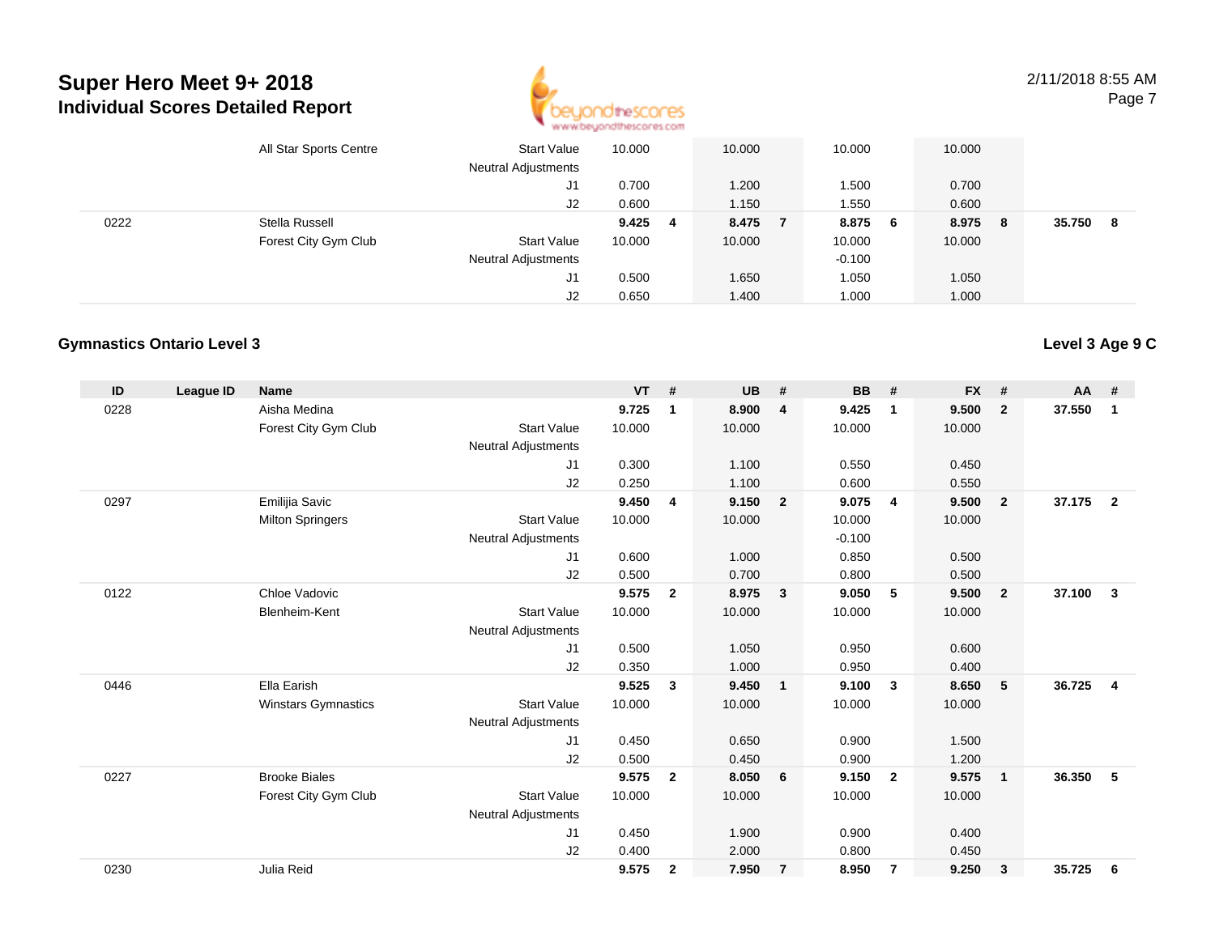# Super Hero Meet 9+ 2018
## Individual Scores Detailed Report

2/11/2018 8:55 AM

| ID | League ID | Name | | VT | # | UB | # | BB | # | FX | # | AA | # |
|---|---|---|---|---|---|---|---|---|---|---|---|---|---|
| | | All Star Sports Centre | Start Value | 10.000 | | 10.000 | | 10.000 | | 10.000 | | | |
| | | | Neutral Adjustments | | | | | | | | | | |
| | | | J1 | 0.700 | | 1.200 | | 1.500 | | 0.700 | | | |
| | | | J2 | 0.600 | | 1.150 | | 1.550 | | 0.600 | | | |
| 0222 | | Stella Russell | | **9.425** | **4** | **8.475** | **7** | **8.875** | **6** | **8.975** | **8** | **35.750** | **8** |
| | | Forest City Gym Club | Start Value | 10.000 | | 10.000 | | 10.000 | | 10.000 | | | |
| | | | Neutral Adjustments | | | | | -0.100 | | | | | |
| | | | J1 | 0.500 | | 1.650 | | 1.050 | | 1.050 | | | |
| | | | J2 | 0.650 | | 1.400 | | 1.000 | | 1.000 | | | |

### Gymnastics Ontario Level 3

**Level 3 Age 9 C**

| ID | League ID | Name | | VT | # | UB | # | BB | # | FX | # | AA | # |
|---|---|---|---|---|---|---|---|---|---|---|---|---|---|
| 0228 | | Aisha Medina | | **9.725** | **1** | **8.900** | **4** | **9.425** | **1** | **9.500** | **2** | **37.550** | **1** |
| | | Forest City Gym Club | Start Value | 10.000 | | 10.000 | | 10.000 | | 10.000 | | | |
| | | | Neutral Adjustments | | | | | | | | | | |
| | | | J1 | 0.300 | | 1.100 | | 0.550 | | 0.450 | | | |
| | | | J2 | 0.250 | | 1.100 | | 0.600 | | 0.550 | | | |
| 0297 | | Emilijia Savic | | **9.450** | **4** | **9.150** | **2** | **9.075** | **4** | **9.500** | **2** | **37.175** | **2** |
| | | Milton Springers | Start Value | 10.000 | | 10.000 | | 10.000 | | 10.000 | | | |
| | | | Neutral Adjustments | | | | | -0.100 | | | | | |
| | | | J1 | 0.600 | | 1.000 | | 0.850 | | 0.500 | | | |
| | | | J2 | 0.500 | | 0.700 | | 0.800 | | 0.500 | | | |
| 0122 | | Chloe Vadovic | | **9.575** | **2** | **8.975** | **3** | **9.050** | **5** | **9.500** | **2** | **37.100** | **3** |
| | | Blenheim-Kent | Start Value | 10.000 | | 10.000 | | 10.000 | | 10.000 | | | |
| | | | Neutral Adjustments | | | | | | | | | | |
| | | | J1 | 0.500 | | 1.050 | | 0.950 | | 0.600 | | | |
| | | | J2 | 0.350 | | 1.000 | | 0.950 | | 0.400 | | | |
| 0446 | | Ella Earish | | **9.525** | **3** | **9.450** | **1** | **9.100** | **3** | **8.650** | **5** | **36.725** | **4** |
| | | Winstars Gymnastics | Start Value | 10.000 | | 10.000 | | 10.000 | | 10.000 | | | |
| | | | Neutral Adjustments | | | | | | | | | | |
| | | | J1 | 0.450 | | 0.650 | | 0.900 | | 1.500 | | | |
| | | | J2 | 0.500 | | 0.450 | | 0.900 | | 1.200 | | | |
| 0227 | | Brooke Biales | | **9.575** | **2** | **8.050** | **6** | **9.150** | **2** | **9.575** | **1** | **36.350** | **5** |
| | | Forest City Gym Club | Start Value | 10.000 | | 10.000 | | 10.000 | | 10.000 | | | |
| | | | Neutral Adjustments | | | | | | | | | | |
| | | | J1 | 0.450 | | 1.900 | | 0.900 | | 0.400 | | | |
| | | | J2 | 0.400 | | 2.000 | | 0.800 | | 0.450 | | | |
| 0230 | | Julia Reid | | **9.575** | **2** | **7.950** | **7** | **8.950** | **7** | **9.250** | **3** | **35.725** | **6** |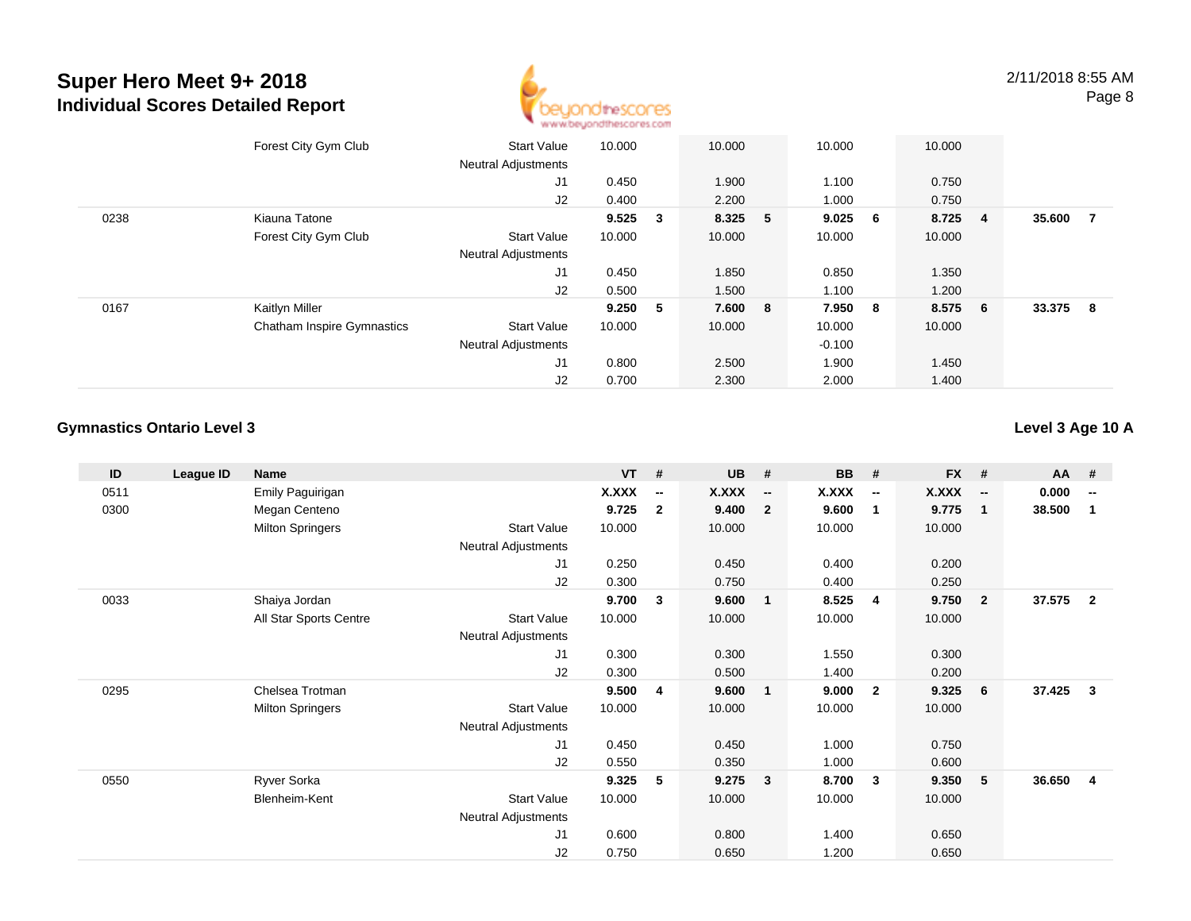# Super Hero Meet 9+ 2018
## Individual Scores Detailed Report

| ID | League ID | Name | | VT | # | UB | # | BB | # | FX | # | AA | # |
|---|---|---|---|---|---|---|---|---|---|---|---|---|---|
| | | Forest City Gym Club | Start Value | 10.000 | | 10.000 | | 10.000 | | 10.000 | | | |
| | | | Neutral Adjustments | | | | | | | | | | |
| | | | J1 | 0.450 | | 1.900 | | 1.100 | | 0.750 | | | |
| | | | J2 | 0.400 | | 2.200 | | 1.000 | | 0.750 | | | |
| 0238 | | Kiauna Tatone | | **9.525** | **3** | **8.325** | **5** | **9.025** | **6** | **8.725** | **4** | **35.600** | **7** |
| | | Forest City Gym Club | Start Value | 10.000 | | 10.000 | | 10.000 | | 10.000 | | | |
| | | | Neutral Adjustments | | | | | | | | | | |
| | | | J1 | 0.450 | | 1.850 | | 0.850 | | 1.350 | | | |
| | | | J2 | 0.500 | | 1.500 | | 1.100 | | 1.200 | | | |
| 0167 | | Kaitlyn Miller | | **9.250** | **5** | **7.600** | **8** | **7.950** | **8** | **8.575** | **6** | **33.375** | **8** |
| | | Chatham Inspire Gymnastics | Start Value | 10.000 | | 10.000 | | 10.000 | | 10.000 | | | |
| | | | Neutral Adjustments | | | | | -0.100 | | | | | |
| | | | J1 | 0.800 | | 2.500 | | 1.900 | | 1.450 | | | |
| | | | J2 | 0.700 | | 2.300 | | 2.000 | | 1.400 | | | |

### Gymnastics Ontario Level 3

**Level 3 Age 10 A**

| ID | League ID | Name | | VT | # | UB | # | BB | # | FX | # | AA | # |
|---|---|---|---|---|---|---|---|---|---|---|---|---|---|
| 0511 | | Emily Paguirigan | | **X.XXX** | **--** | **X.XXX** | **--** | **X.XXX** | **--** | **X.XXX** | **--** | **0.000** | **--** |
| 0300 | | Megan Centeno | | **9.725** | **2** | **9.400** | **2** | **9.600** | **1** | **9.775** | **1** | **38.500** | **1** |
| | | Milton Springers | Start Value | 10.000 | | 10.000 | | 10.000 | | 10.000 | | | |
| | | | Neutral Adjustments | | | | | | | | | | |
| | | | J1 | 0.250 | | 0.450 | | 0.400 | | 0.200 | | | |
| | | | J2 | 0.300 | | 0.750 | | 0.400 | | 0.250 | | | |
| 0033 | | Shaiya Jordan | | **9.700** | **3** | **9.600** | **1** | **8.525** | **4** | **9.750** | **2** | **37.575** | **2** |
| | | All Star Sports Centre | Start Value | 10.000 | | 10.000 | | 10.000 | | 10.000 | | | |
| | | | Neutral Adjustments | | | | | | | | | | |
| | | | J1 | 0.300 | | 0.300 | | 1.550 | | 0.300 | | | |
| | | | J2 | 0.300 | | 0.500 | | 1.400 | | 0.200 | | | |
| 0295 | | Chelsea Trotman | | **9.500** | **4** | **9.600** | **1** | **9.000** | **2** | **9.325** | **6** | **37.425** | **3** |
| | | Milton Springers | Start Value | 10.000 | | 10.000 | | 10.000 | | 10.000 | | | |
| | | | Neutral Adjustments | | | | | | | | | | |
| | | | J1 | 0.450 | | 0.450 | | 1.000 | | 0.750 | | | |
| | | | J2 | 0.550 | | 0.350 | | 1.000 | | 0.600 | | | |
| 0550 | | Ryver Sorka | | **9.325** | **5** | **9.275** | **3** | **8.700** | **3** | **9.350** | **5** | **36.650** | **4** |
| | | Blenheim-Kent | Start Value | 10.000 | | 10.000 | | 10.000 | | 10.000 | | | |
| | | | Neutral Adjustments | | | | | | | | | | |
| | | | J1 | 0.600 | | 0.800 | | 1.400 | | 0.650 | | | |
| | | | J2 | 0.750 | | 0.650 | | 1.200 | | 0.650 | | | |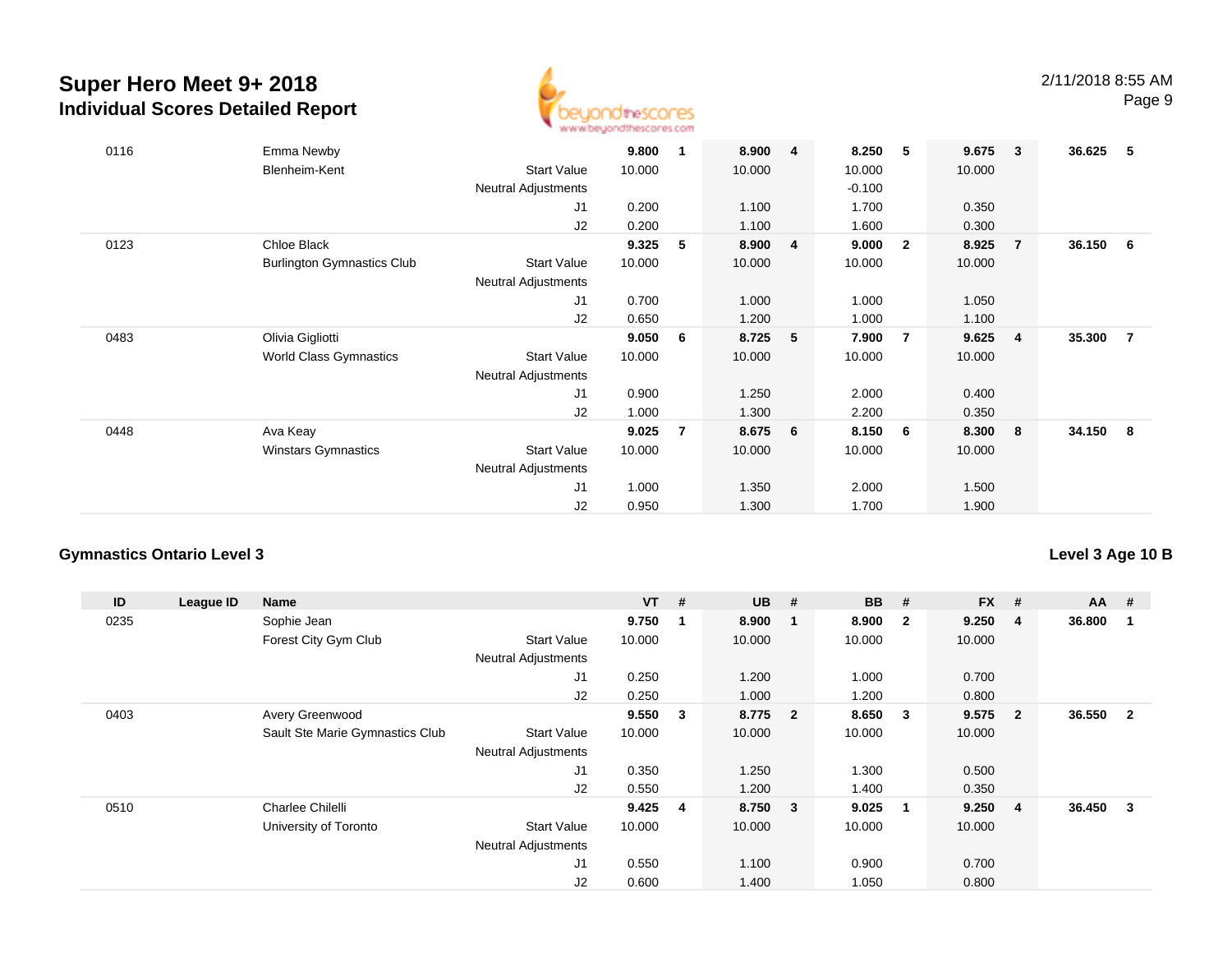# Super Hero Meet 9+ 2018

## Individual Scores Detailed Report

2/11/2018 8:55 AM

| ID | League ID | Name | | VT | # | UB | # | BB | # | FX | # | AA | # |
|---|---|---|---|---|---|---|---|---|---|---|---|---|---|
| 0116 | | Emma Newby | | **9.800** | **1** | **8.900** | **4** | **8.250** | **5** | **9.675** | **3** | **36.625** | **5** |
| | | Blenheim-Kent | Start Value | 10.000 | | 10.000 | | 10.000 | | 10.000 | | | |
| | | | Neutral Adjustments | | | | | -0.100 | | | | | |
| | | | J1 | 0.200 | | 1.100 | | 1.700 | | 0.350 | | | |
| | | | J2 | 0.200 | | 1.100 | | 1.600 | | 0.300 | | | |
| 0123 | | Chloe Black | | **9.325** | **5** | **8.900** | **4** | **9.000** | **2** | **8.925** | **7** | **36.150** | **6** |
| | | Burlington Gymnastics Club | Start Value | 10.000 | | 10.000 | | 10.000 | | 10.000 | | | |
| | | | Neutral Adjustments | | | | | | | | | | |
| | | | J1 | 0.700 | | 1.000 | | 1.000 | | 1.050 | | | |
| | | | J2 | 0.650 | | 1.200 | | 1.000 | | 1.100 | | | |
| 0483 | | Olivia Gigliotti | | **9.050** | **6** | **8.725** | **5** | **7.900** | **7** | **9.625** | **4** | **35.300** | **7** |
| | | World Class Gymnastics | Start Value | 10.000 | | 10.000 | | 10.000 | | 10.000 | | | |
| | | | Neutral Adjustments | | | | | | | | | | |
| | | | J1 | 0.900 | | 1.250 | | 2.000 | | 0.400 | | | |
| | | | J2 | 1.000 | | 1.300 | | 2.200 | | 0.350 | | | |
| 0448 | | Ava Keay | | **9.025** | **7** | **8.675** | **6** | **8.150** | **6** | **8.300** | **8** | **34.150** | **8** |
| | | Winstars Gymnastics | Start Value | 10.000 | | 10.000 | | 10.000 | | 10.000 | | | |
| | | | Neutral Adjustments | | | | | | | | | | |
| | | | J1 | 1.000 | | 1.350 | | 2.000 | | 1.500 | | | |
| | | | J2 | 0.950 | | 1.300 | | 1.700 | | 1.900 | | | |

### Gymnastics Ontario Level 3

### Level 3 Age 10 B

| ID | League ID | Name | | VT | # | UB | # | BB | # | FX | # | AA | # |
|---|---|---|---|---|---|---|---|---|---|---|---|---|---|
| 0235 | | Sophie Jean | | **9.750** | **1** | **8.900** | **1** | **8.900** | **2** | **9.250** | **4** | **36.800** | **1** |
| | | Forest City Gym Club | Start Value | 10.000 | | 10.000 | | 10.000 | | 10.000 | | | |
| | | | Neutral Adjustments | | | | | | | | | | |
| | | | J1 | 0.250 | | 1.200 | | 1.000 | | 0.700 | | | |
| | | | J2 | 0.250 | | 1.000 | | 1.200 | | 0.800 | | | |
| 0403 | | Avery Greenwood | | **9.550** | **3** | **8.775** | **2** | **8.650** | **3** | **9.575** | **2** | **36.550** | **2** |
| | | Sault Ste Marie Gymnastics Club | Start Value | 10.000 | | 10.000 | | 10.000 | | 10.000 | | | |
| | | | Neutral Adjustments | | | | | | | | | | |
| | | | J1 | 0.350 | | 1.250 | | 1.300 | | 0.500 | | | |
| | | | J2 | 0.550 | | 1.200 | | 1.400 | | 0.350 | | | |
| 0510 | | Charlee Chilelli | | **9.425** | **4** | **8.750** | **3** | **9.025** | **1** | **9.250** | **4** | **36.450** | **3** |
| | | University of Toronto | Start Value | 10.000 | | 10.000 | | 10.000 | | 10.000 | | | |
| | | | Neutral Adjustments | | | | | | | | | | |
| | | | J1 | 0.550 | | 1.100 | | 0.900 | | 0.700 | | | |
| | | | J2 | 0.600 | | 1.400 | | 1.050 | | 0.800 | | | |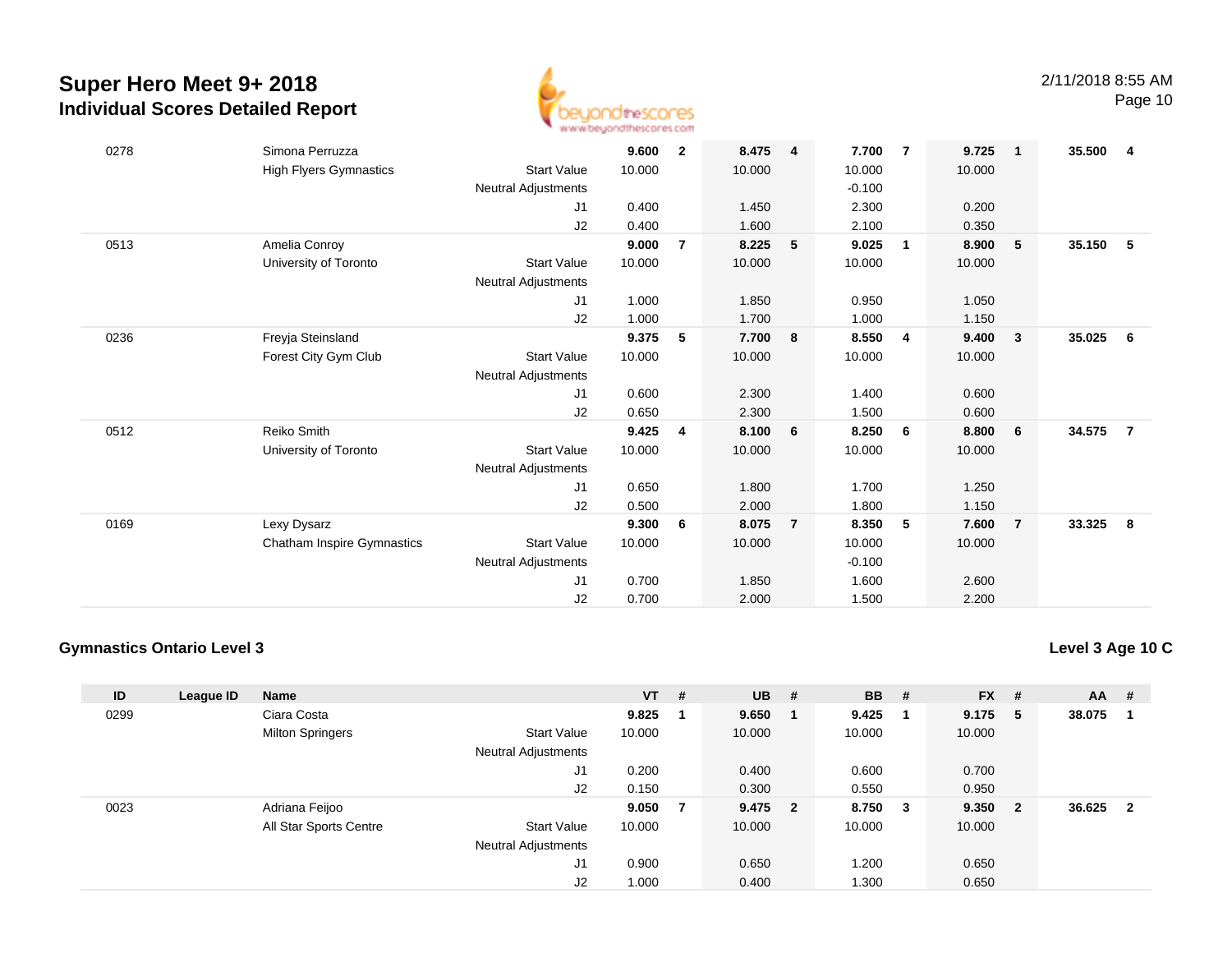# Super Hero Meet 9+ 2018

## Individual Scores Detailed Report

2/11/2018 8:55 AM

| ID | League ID | Name | | VT | # | UB | # | BB | # | FX | # | AA | # |
|---|---|---|---|---|---|---|---|---|---|---|---|---|---|
| 0278 | | Simona Perruzza | | **9.600** | **2** | **8.475** | **4** | **7.700** | **7** | **9.725** | **1** | **35.500** | **4** |
| | | High Flyers Gymnastics | Start Value | 10.000 | | 10.000 | | 10.000 | | 10.000 | | | |
| | | | Neutral Adjustments | | | | | -0.100 | | | | | |
| | | | J1 | 0.400 | | 1.450 | | 2.300 | | 0.200 | | | |
| | | | J2 | 0.400 | | 1.600 | | 2.100 | | 0.350 | | | |
| 0513 | | Amelia Conroy | | **9.000** | **7** | **8.225** | **5** | **9.025** | **1** | **8.900** | **5** | **35.150** | **5** |
| | | University of Toronto | Start Value | 10.000 | | 10.000 | | 10.000 | | 10.000 | | | |
| | | | Neutral Adjustments | | | | | | | | | | |
| | | | J1 | 1.000 | | 1.850 | | 0.950 | | 1.050 | | | |
| | | | J2 | 1.000 | | 1.700 | | 1.000 | | 1.150 | | | |
| 0236 | | Freyja Steinsland | | **9.375** | **5** | **7.700** | **8** | **8.550** | **4** | **9.400** | **3** | **35.025** | **6** |
| | | Forest City Gym Club | Start Value | 10.000 | | 10.000 | | 10.000 | | 10.000 | | | |
| | | | Neutral Adjustments | | | | | | | | | | |
| | | | J1 | 0.600 | | 2.300 | | 1.400 | | 0.600 | | | |
| | | | J2 | 0.650 | | 2.300 | | 1.500 | | 0.600 | | | |
| 0512 | | Reiko Smith | | **9.425** | **4** | **8.100** | **6** | **8.250** | **6** | **8.800** | **6** | **34.575** | **7** |
| | | University of Toronto | Start Value | 10.000 | | 10.000 | | 10.000 | | 10.000 | | | |
| | | | Neutral Adjustments | | | | | | | | | | |
| | | | J1 | 0.650 | | 1.800 | | 1.700 | | 1.250 | | | |
| | | | J2 | 0.500 | | 2.000 | | 1.800 | | 1.150 | | | |
| 0169 | | Lexy Dysarz | | **9.300** | **6** | **8.075** | **7** | **8.350** | **5** | **7.600** | **7** | **33.325** | **8** |
| | | Chatham Inspire Gymnastics | Start Value | 10.000 | | 10.000 | | 10.000 | | 10.000 | | | |
| | | | Neutral Adjustments | | | | | -0.100 | | | | | |
| | | | J1 | 0.700 | | 1.850 | | 1.600 | | 2.600 | | | |
| | | | J2 | 0.700 | | 2.000 | | 1.500 | | 2.200 | | | |

### Gymnastics Ontario Level 3

**Level 3 Age 10 C**

| ID | League ID | Name | | VT | # | UB | # | BB | # | FX | # | AA | # |
|---|---|---|---|---|---|---|---|---|---|---|---|---|---|
| 0299 | | Ciara Costa | | **9.825** | **1** | **9.650** | **1** | **9.425** | **1** | **9.175** | **5** | **38.075** | **1** |
| | | Milton Springers | Start Value | 10.000 | | 10.000 | | 10.000 | | 10.000 | | | |
| | | | Neutral Adjustments | | | | | | | | | | |
| | | | J1 | 0.200 | | 0.400 | | 0.600 | | 0.700 | | | |
| | | | J2 | 0.150 | | 0.300 | | 0.550 | | 0.950 | | | |
| 0023 | | Adriana Feijoo | | **9.050** | **7** | **9.475** | **2** | **8.750** | **3** | **9.350** | **2** | **36.625** | **2** |
| | | All Star Sports Centre | Start Value | 10.000 | | 10.000 | | 10.000 | | 10.000 | | | |
| | | | Neutral Adjustments | | | | | | | | | | |
| | | | J1 | 0.900 | | 0.650 | | 1.200 | | 0.650 | | | |
| | | | J2 | 1.000 | | 0.400 | | 1.300 | | 0.650 | | | |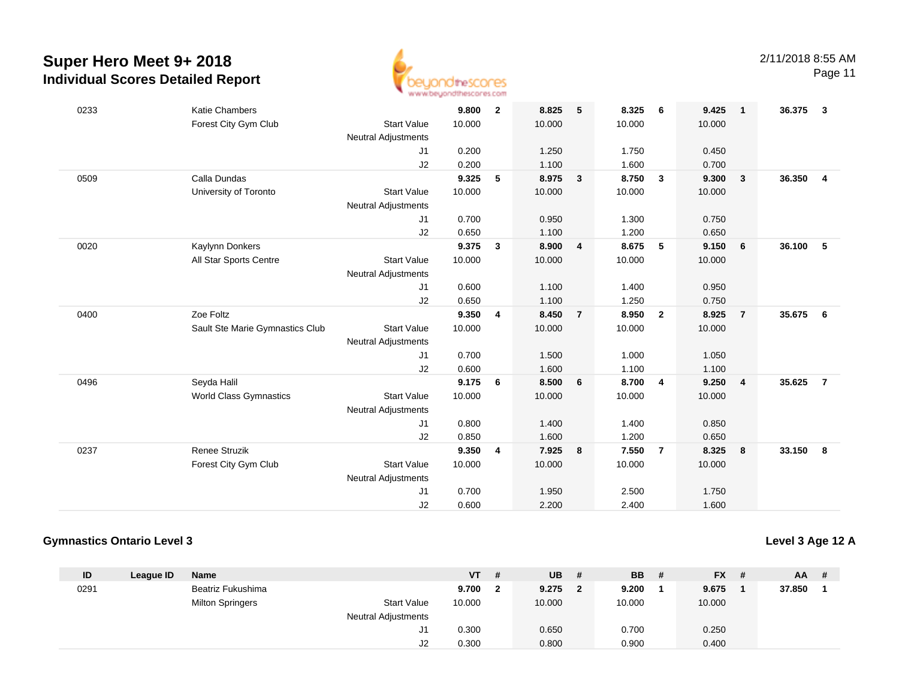# Super Hero Meet 9+ 2018

## Individual Scores Detailed Report

2/11/2018 8:55 AM

| ID | League ID | Name | | VT | # | UB | # | BB | # | FX | # | AA | # |
|---|---|---|---|---|---|---|---|---|---|---|---|---|---|
| 0233 | | Katie Chambers | | **9.800** | **2** | **8.825** | **5** | **8.325** | **6** | **9.425** | **1** | **36.375** | **3** |
| | | Forest City Gym Club | Start Value | 10.000 | | 10.000 | | 10.000 | | 10.000 | | | |
| | | | Neutral Adjustments | | | | | | | | | | |
| | | | J1 | 0.200 | | 1.250 | | 1.750 | | 0.450 | | | |
| | | | J2 | 0.200 | | 1.100 | | 1.600 | | 0.700 | | | |
| 0509 | | Calla Dundas | | **9.325** | **5** | **8.975** | **3** | **8.750** | **3** | **9.300** | **3** | **36.350** | **4** |
| | | University of Toronto | Start Value | 10.000 | | 10.000 | | 10.000 | | 10.000 | | | |
| | | | Neutral Adjustments | | | | | | | | | | |
| | | | J1 | 0.700 | | 0.950 | | 1.300 | | 0.750 | | | |
| | | | J2 | 0.650 | | 1.100 | | 1.200 | | 0.650 | | | |
| 0020 | | Kaylynn Donkers | | **9.375** | **3** | **8.900** | **4** | **8.675** | **5** | **9.150** | **6** | **36.100** | **5** |
| | | All Star Sports Centre | Start Value | 10.000 | | 10.000 | | 10.000 | | 10.000 | | | |
| | | | Neutral Adjustments | | | | | | | | | | |
| | | | J1 | 0.600 | | 1.100 | | 1.400 | | 0.950 | | | |
| | | | J2 | 0.650 | | 1.100 | | 1.250 | | 0.750 | | | |
| 0400 | | Zoe Foltz | | **9.350** | **4** | **8.450** | **7** | **8.950** | **2** | **8.925** | **7** | **35.675** | **6** |
| | | Sault Ste Marie Gymnastics Club | Start Value | 10.000 | | 10.000 | | 10.000 | | 10.000 | | | |
| | | | Neutral Adjustments | | | | | | | | | | |
| | | | J1 | 0.700 | | 1.500 | | 1.000 | | 1.050 | | | |
| | | | J2 | 0.600 | | 1.600 | | 1.100 | | 1.100 | | | |
| 0496 | | Seyda Halil | | **9.175** | **6** | **8.500** | **6** | **8.700** | **4** | **9.250** | **4** | **35.625** | **7** |
| | | World Class Gymnastics | Start Value | 10.000 | | 10.000 | | 10.000 | | 10.000 | | | |
| | | | Neutral Adjustments | | | | | | | | | | |
| | | | J1 | 0.800 | | 1.400 | | 1.400 | | 0.850 | | | |
| | | | J2 | 0.850 | | 1.600 | | 1.200 | | 0.650 | | | |
| 0237 | | Renee Struzik | | **9.350** | **4** | **7.925** | **8** | **7.550** | **7** | **8.325** | **8** | **33.150** | **8** |
| | | Forest City Gym Club | Start Value | 10.000 | | 10.000 | | 10.000 | | 10.000 | | | |
| | | | Neutral Adjustments | | | | | | | | | | |
| | | | J1 | 0.700 | | 1.950 | | 2.500 | | 1.750 | | | |
| | | | J2 | 0.600 | | 2.200 | | 2.400 | | 1.600 | | | |

### Gymnastics Ontario Level 3

### Level 3 Age 12 A

| ID | League ID | Name | | VT | # | UB | # | BB | # | FX | # | AA | # |
|---|---|---|---|---|---|---|---|---|---|---|---|---|---|
| 0291 | | Beatriz Fukushima | | **9.700** | **2** | **9.275** | **2** | **9.200** | **1** | **9.675** | **1** | **37.850** | **1** |
| | | Milton Springers | Start Value | 10.000 | | 10.000 | | 10.000 | | 10.000 | | | |
| | | | Neutral Adjustments | | | | | | | | | | |
| | | | J1 | 0.300 | | 0.650 | | 0.700 | | 0.250 | | | |
| | | | J2 | 0.300 | | 0.800 | | 0.900 | | 0.400 | | | |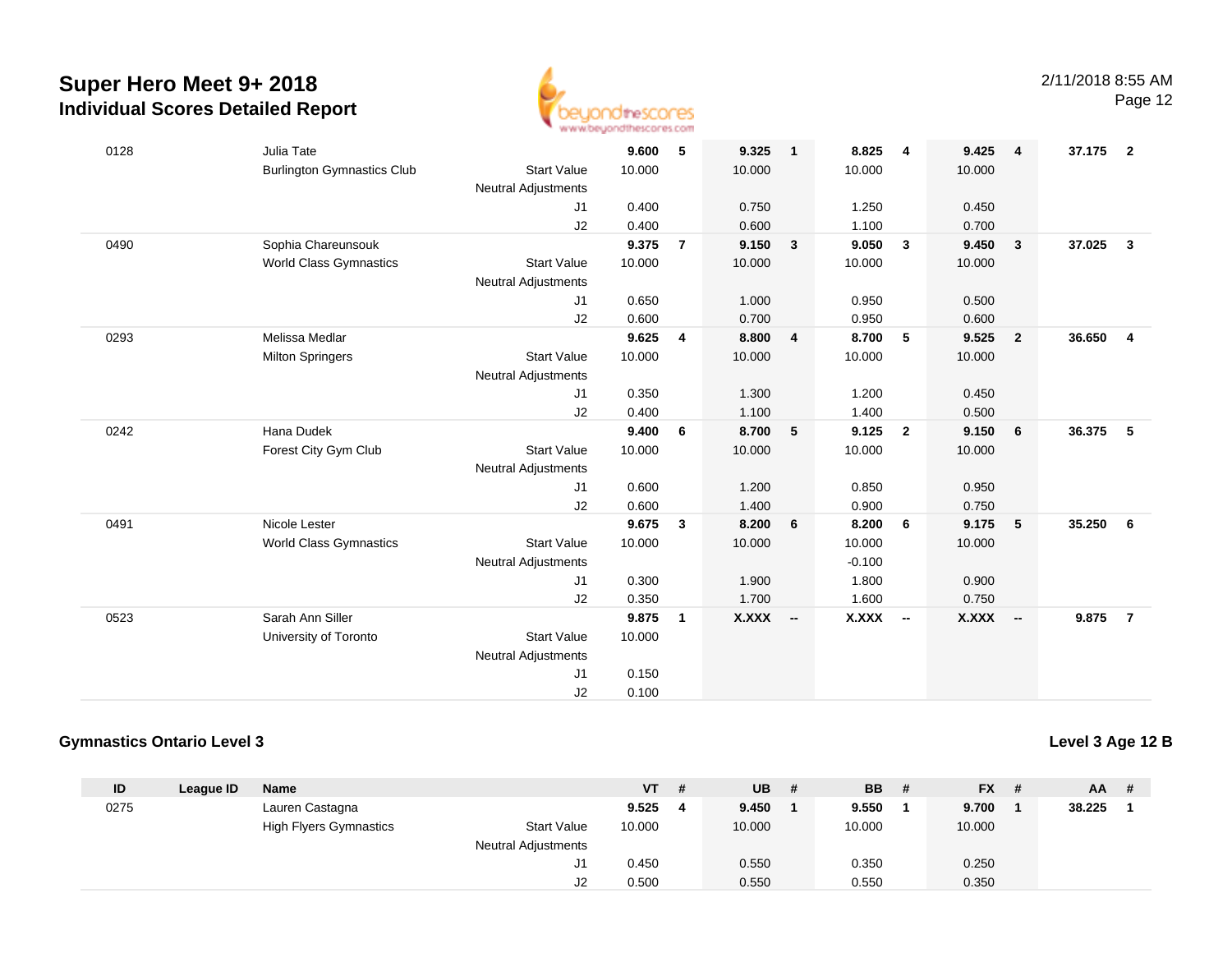# Super Hero Meet 9+ 2018
## Individual Scores Detailed Report

2/11/2018 8:55 AM

| ID | League ID | Name | | VT | # | UB | # | BB | # | FX | # | AA | # |
|---|---|---|---|---|---|---|---|---|---|---|---|---|---|
| 0128 | | Julia Tate | | **9.600** | **5** | **9.325** | **1** | **8.825** | **4** | **9.425** | **4** | **37.175** | **2** |
| | | Burlington Gymnastics Club | Start Value | 10.000 | | 10.000 | | 10.000 | | 10.000 | | | |
| | | | Neutral Adjustments | | | | | | | | | | |
| | | | J1 | 0.400 | | 0.750 | | 1.250 | | 0.450 | | | |
| | | | J2 | 0.400 | | 0.600 | | 1.100 | | 0.700 | | | |
| 0490 | | Sophia Chareunsouk | | **9.375** | **7** | **9.150** | **3** | **9.050** | **3** | **9.450** | **3** | **37.025** | **3** |
| | | World Class Gymnastics | Start Value | 10.000 | | 10.000 | | 10.000 | | 10.000 | | | |
| | | | Neutral Adjustments | | | | | | | | | | |
| | | | J1 | 0.650 | | 1.000 | | 0.950 | | 0.500 | | | |
| | | | J2 | 0.600 | | 0.700 | | 0.950 | | 0.600 | | | |
| 0293 | | Melissa Medlar | | **9.625** | **4** | **8.800** | **4** | **8.700** | **5** | **9.525** | **2** | **36.650** | **4** |
| | | Milton Springers | Start Value | 10.000 | | 10.000 | | 10.000 | | 10.000 | | | |
| | | | Neutral Adjustments | | | | | | | | | | |
| | | | J1 | 0.350 | | 1.300 | | 1.200 | | 0.450 | | | |
| | | | J2 | 0.400 | | 1.100 | | 1.400 | | 0.500 | | | |
| 0242 | | Hana Dudek | | **9.400** | **6** | **8.700** | **5** | **9.125** | **2** | **9.150** | **6** | **36.375** | **5** |
| | | Forest City Gym Club | Start Value | 10.000 | | 10.000 | | 10.000 | | 10.000 | | | |
| | | | Neutral Adjustments | | | | | | | | | | |
| | | | J1 | 0.600 | | 1.200 | | 0.850 | | 0.950 | | | |
| | | | J2 | 0.600 | | 1.400 | | 0.900 | | 0.750 | | | |
| 0491 | | Nicole Lester | | **9.675** | **3** | **8.200** | **6** | **8.200** | **6** | **9.175** | **5** | **35.250** | **6** |
| | | World Class Gymnastics | Start Value | 10.000 | | 10.000 | | 10.000 | | 10.000 | | | |
| | | | Neutral Adjustments | | | | | -0.100 | | | | | |
| | | | J1 | 0.300 | | 1.900 | | 1.800 | | 0.900 | | | |
| | | | J2 | 0.350 | | 1.700 | | 1.600 | | 0.750 | | | |
| 0523 | | Sarah Ann Siller | | **9.875** | **1** | **X.XXX** | **--** | **X.XXX** | **--** | **X.XXX** | **--** | **9.875** | **7** |
| | | University of Toronto | Start Value | 10.000 | | | | | | | | | |
| | | | Neutral Adjustments | | | | | | | | | | |
| | | | J1 | 0.150 | | | | | | | | | |
| | | | J2 | 0.100 | | | | | | | | | |

### Gymnastics Ontario Level 3

**Level 3 Age 12 B**

| ID | League ID | Name | | VT | # | UB | # | BB | # | FX | # | AA | # |
|---|---|---|---|---|---|---|---|---|---|---|---|---|---|
| 0275 | | Lauren Castagna | | **9.525** | **4** | **9.450** | **1** | **9.550** | **1** | **9.700** | **1** | **38.225** | **1** |
| | | High Flyers Gymnastics | Start Value | 10.000 | | 10.000 | | 10.000 | | 10.000 | | | |
| | | | Neutral Adjustments | | | | | | | | | | |
| | | | J1 | 0.450 | | 0.550 | | 0.350 | | 0.250 | | | |
| | | | J2 | 0.500 | | 0.550 | | 0.550 | | 0.350 | | | |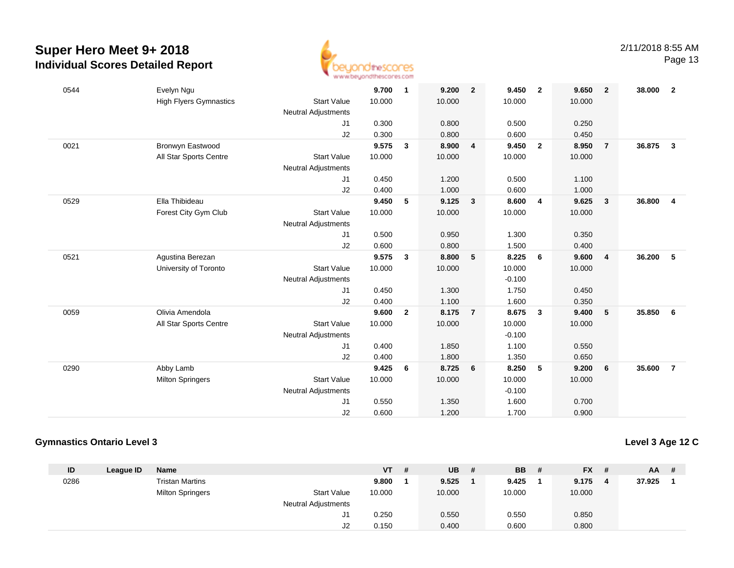# Super Hero Meet 9+ 2018
## Individual Scores Detailed Report

2/11/2018 8:55 AM

| ID | League ID | Name | | VT | # | UB | # | BB | # | FX | # | AA | # |
|---|---|---|---|---|---|---|---|---|---|---|---|---|---|
| 0544 | | Evelyn Ngu | | 9.700 | 1 | 9.200 | 2 | 9.450 | 2 | 9.650 | 2 | 38.000 | 2 |
| | | High Flyers Gymnastics | Start Value | 10.000 | | 10.000 | | 10.000 | | 10.000 | | | |
| | | | Neutral Adjustments | | | | | | | | | | |
| | | | J1 | 0.300 | | 0.800 | | 0.500 | | 0.250 | | | |
| | | | J2 | 0.300 | | 0.800 | | 0.600 | | 0.450 | | | |
| 0021 | | Bronwyn Eastwood | | 9.575 | 3 | 8.900 | 4 | 9.450 | 2 | 8.950 | 7 | 36.875 | 3 |
| | | All Star Sports Centre | Start Value | 10.000 | | 10.000 | | 10.000 | | 10.000 | | | |
| | | | Neutral Adjustments | | | | | | | | | | |
| | | | J1 | 0.450 | | 1.200 | | 0.500 | | 1.100 | | | |
| | | | J2 | 0.400 | | 1.000 | | 0.600 | | 1.000 | | | |
| 0529 | | Ella Thibideau | | 9.450 | 5 | 9.125 | 3 | 8.600 | 4 | 9.625 | 3 | 36.800 | 4 |
| | | Forest City Gym Club | Start Value | 10.000 | | 10.000 | | 10.000 | | 10.000 | | | |
| | | | Neutral Adjustments | | | | | | | | | | |
| | | | J1 | 0.500 | | 0.950 | | 1.300 | | 0.350 | | | |
| | | | J2 | 0.600 | | 0.800 | | 1.500 | | 0.400 | | | |
| 0521 | | Agustina Berezan | | 9.575 | 3 | 8.800 | 5 | 8.225 | 6 | 9.600 | 4 | 36.200 | 5 |
| | | University of Toronto | Start Value | 10.000 | | 10.000 | | 10.000 | | 10.000 | | | |
| | | | Neutral Adjustments | | | | | -0.100 | | | | | |
| | | | J1 | 0.450 | | 1.300 | | 1.750 | | 0.450 | | | |
| | | | J2 | 0.400 | | 1.100 | | 1.600 | | 0.350 | | | |
| 0059 | | Olivia Amendola | | 9.600 | 2 | 8.175 | 7 | 8.675 | 3 | 9.400 | 5 | 35.850 | 6 |
| | | All Star Sports Centre | Start Value | 10.000 | | 10.000 | | 10.000 | | 10.000 | | | |
| | | | Neutral Adjustments | | | | | -0.100 | | | | | |
| | | | J1 | 0.400 | | 1.850 | | 1.100 | | 0.550 | | | |
| | | | J2 | 0.400 | | 1.800 | | 1.350 | | 0.650 | | | |
| 0290 | | Abby Lamb | | 9.425 | 6 | 8.725 | 6 | 8.250 | 5 | 9.200 | 6 | 35.600 | 7 |
| | | Milton Springers | Start Value | 10.000 | | 10.000 | | 10.000 | | 10.000 | | | |
| | | | Neutral Adjustments | | | | | -0.100 | | | | | |
| | | | J1 | 0.550 | | 1.350 | | 1.600 | | 0.700 | | | |
| | | | J2 | 0.600 | | 1.200 | | 1.700 | | 0.900 | | | |

### Gymnastics Ontario Level 3

**Level 3 Age 12 C**

| ID | League ID | Name | | VT | # | UB | # | BB | # | FX | # | AA | # |
|---|---|---|---|---|---|---|---|---|---|---|---|---|---|
| 0286 | | Tristan Martins | | 9.800 | 1 | 9.525 | 1 | 9.425 | 1 | 9.175 | 4 | 37.925 | 1 |
| | | Milton Springers | Start Value | 10.000 | | 10.000 | | 10.000 | | 10.000 | | | |
| | | | Neutral Adjustments | | | | | | | | | | |
| | | | J1 | 0.250 | | 0.550 | | 0.550 | | 0.850 | | | |
| | | | J2 | 0.150 | | 0.400 | | 0.600 | | 0.800 | | | |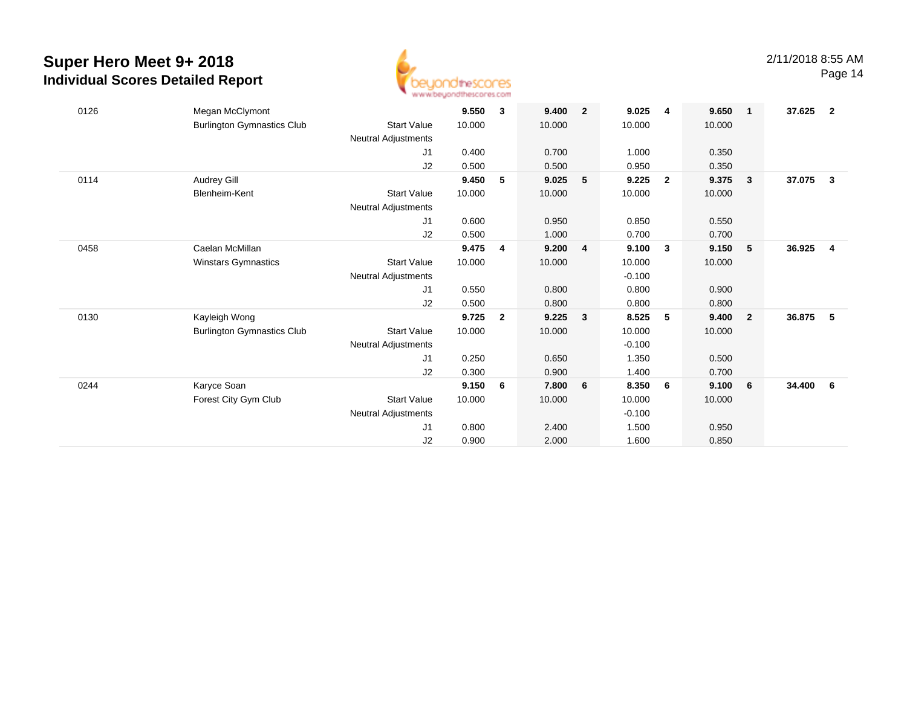# Super Hero Meet 9+ 2018
## Individual Scores Detailed Report

2/11/2018 8:55 AM

| | | | | | | | | | | | | |
|---|---|---|---|---|---|---|---|---|---|---|---|---|
| 0126 | Megan McClymont | | **9.550** | **3** | **9.400** | **2** | **9.025** | **4** | **9.650** | **1** | **37.625** | **2** |
| | Burlington Gymnastics Club | Start Value | 10.000 | | 10.000 | | 10.000 | | 10.000 | | | |
| | | Neutral Adjustments | | | | | | | | | | |
| | | J1 | 0.400 | | 0.700 | | 1.000 | | 0.350 | | | |
| | | J2 | 0.500 | | 0.500 | | 0.950 | | 0.350 | | | |
| 0114 | Audrey Gill | | **9.450** | **5** | **9.025** | **5** | **9.225** | **2** | **9.375** | **3** | **37.075** | **3** |
| | Blenheim-Kent | Start Value | 10.000 | | 10.000 | | 10.000 | | 10.000 | | | |
| | | Neutral Adjustments | | | | | | | | | | |
| | | J1 | 0.600 | | 0.950 | | 0.850 | | 0.550 | | | |
| | | J2 | 0.500 | | 1.000 | | 0.700 | | 0.700 | | | |
| 0458 | Caelan McMillan | | **9.475** | **4** | **9.200** | **4** | **9.100** | **3** | **9.150** | **5** | **36.925** | **4** |
| | Winstars Gymnastics | Start Value | 10.000 | | 10.000 | | 10.000 | | 10.000 | | | |
| | | Neutral Adjustments | | | | | -0.100 | | | | | |
| | | J1 | 0.550 | | 0.800 | | 0.800 | | 0.900 | | | |
| | | J2 | 0.500 | | 0.800 | | 0.800 | | 0.800 | | | |
| 0130 | Kayleigh Wong | | **9.725** | **2** | **9.225** | **3** | **8.525** | **5** | **9.400** | **2** | **36.875** | **5** |
| | Burlington Gymnastics Club | Start Value | 10.000 | | 10.000 | | 10.000 | | 10.000 | | | |
| | | Neutral Adjustments | | | | | -0.100 | | | | | |
| | | J1 | 0.250 | | 0.650 | | 1.350 | | 0.500 | | | |
| | | J2 | 0.300 | | 0.900 | | 1.400 | | 0.700 | | | |
| 0244 | Karyce Soan | | **9.150** | **6** | **7.800** | **6** | **8.350** | **6** | **9.100** | **6** | **34.400** | **6** |
| | Forest City Gym Club | Start Value | 10.000 | | 10.000 | | 10.000 | | 10.000 | | | |
| | | Neutral Adjustments | | | | | -0.100 | | | | | |
| | | J1 | 0.800 | | 2.400 | | 1.500 | | 0.950 | | | |
| | | J2 | 0.900 | | 2.000 | | 1.600 | | 0.850 | | | |